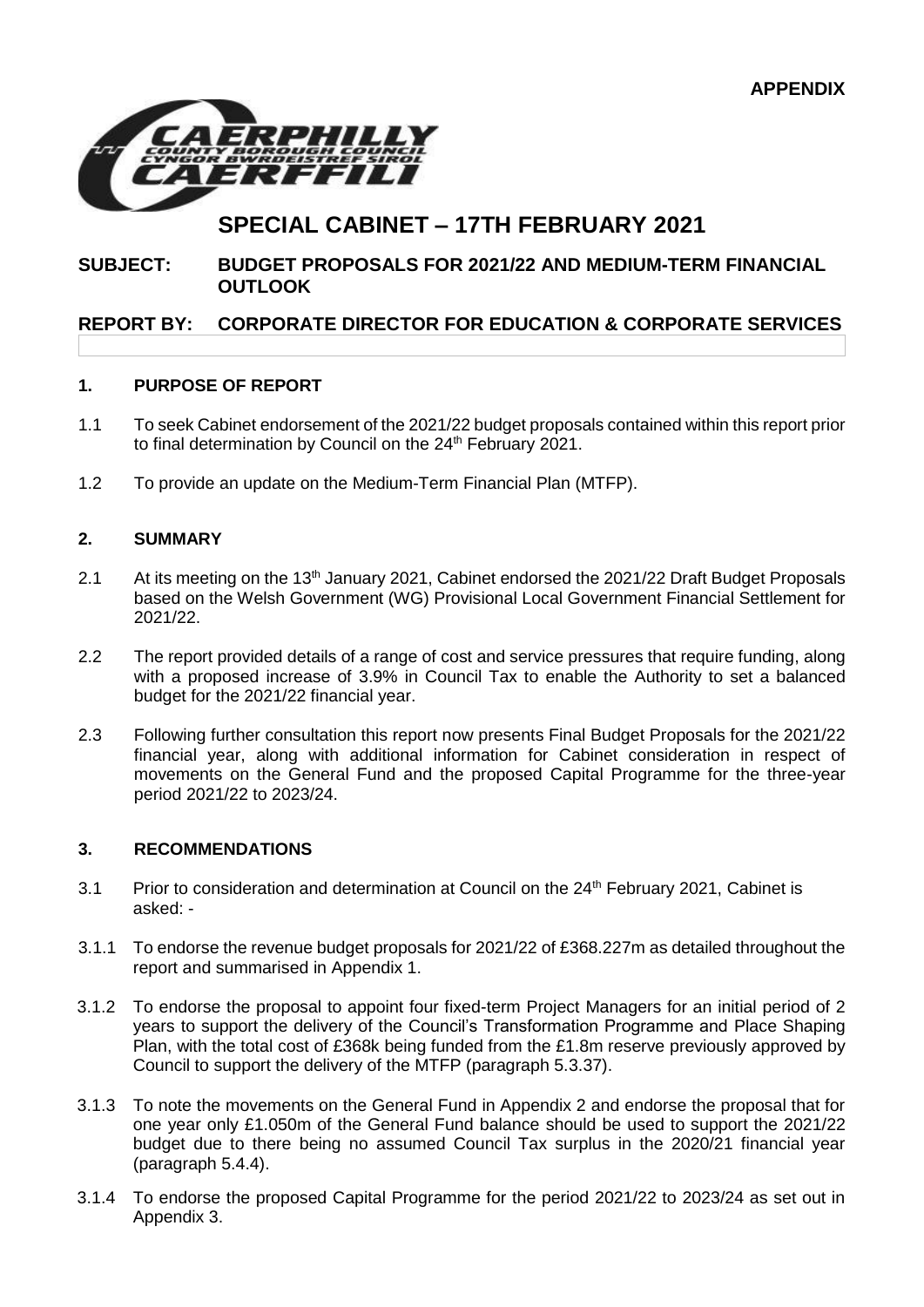**APPENDIX**

# SPECIAL CABINET – 17TH FEBRUARY 2021

**SUBJECT: BUDGET PROPOSALS FOR 2021/22 AND MEDIUM-TERM FINANCIAL OUTLOOK**

**REPORT BY: CORPORATE DIRECTOR FOR EDUCATION & CORPORATE SERVICES**

## 1. PURPOSE OF REPORT

1.1 To seek Cabinet endorsement of the 2021/22 budget proposals contained within this report prior to final determination by Council on the 24th February 2021.

1.2 To provide an update on the Medium-Term Financial Plan (MTFP).

## 2. SUMMARY

2.1 At its meeting on the 13th January 2021, Cabinet endorsed the 2021/22 Draft Budget Proposals based on the Welsh Government (WG) Provisional Local Government Financial Settlement for 2021/22.

2.2 The report provided details of a range of cost and service pressures that require funding, along with a proposed increase of 3.9% in Council Tax to enable the Authority to set a balanced budget for the 2021/22 financial year.

2.3 Following further consultation this report now presents Final Budget Proposals for the 2021/22 financial year, along with additional information for Cabinet consideration in respect of movements on the General Fund and the proposed Capital Programme for the three-year period 2021/22 to 2023/24.

## 3. RECOMMENDATIONS

3.1 Prior to consideration and determination at Council on the 24th February 2021, Cabinet is asked: -

3.1.1 To endorse the revenue budget proposals for 2021/22 of £368.227m as detailed throughout the report and summarised in Appendix 1.

3.1.2 To endorse the proposal to appoint four fixed-term Project Managers for an initial period of 2 years to support the delivery of the Council's Transformation Programme and Place Shaping Plan, with the total cost of £368k being funded from the £1.8m reserve previously approved by Council to support the delivery of the MTFP (paragraph 5.3.37).

3.1.3 To note the movements on the General Fund in Appendix 2 and endorse the proposal that for one year only £1.050m of the General Fund balance should be used to support the 2021/22 budget due to there being no assumed Council Tax surplus in the 2020/21 financial year (paragraph 5.4.4).

3.1.4 To endorse the proposed Capital Programme for the period 2021/22 to 2023/24 as set out in Appendix 3.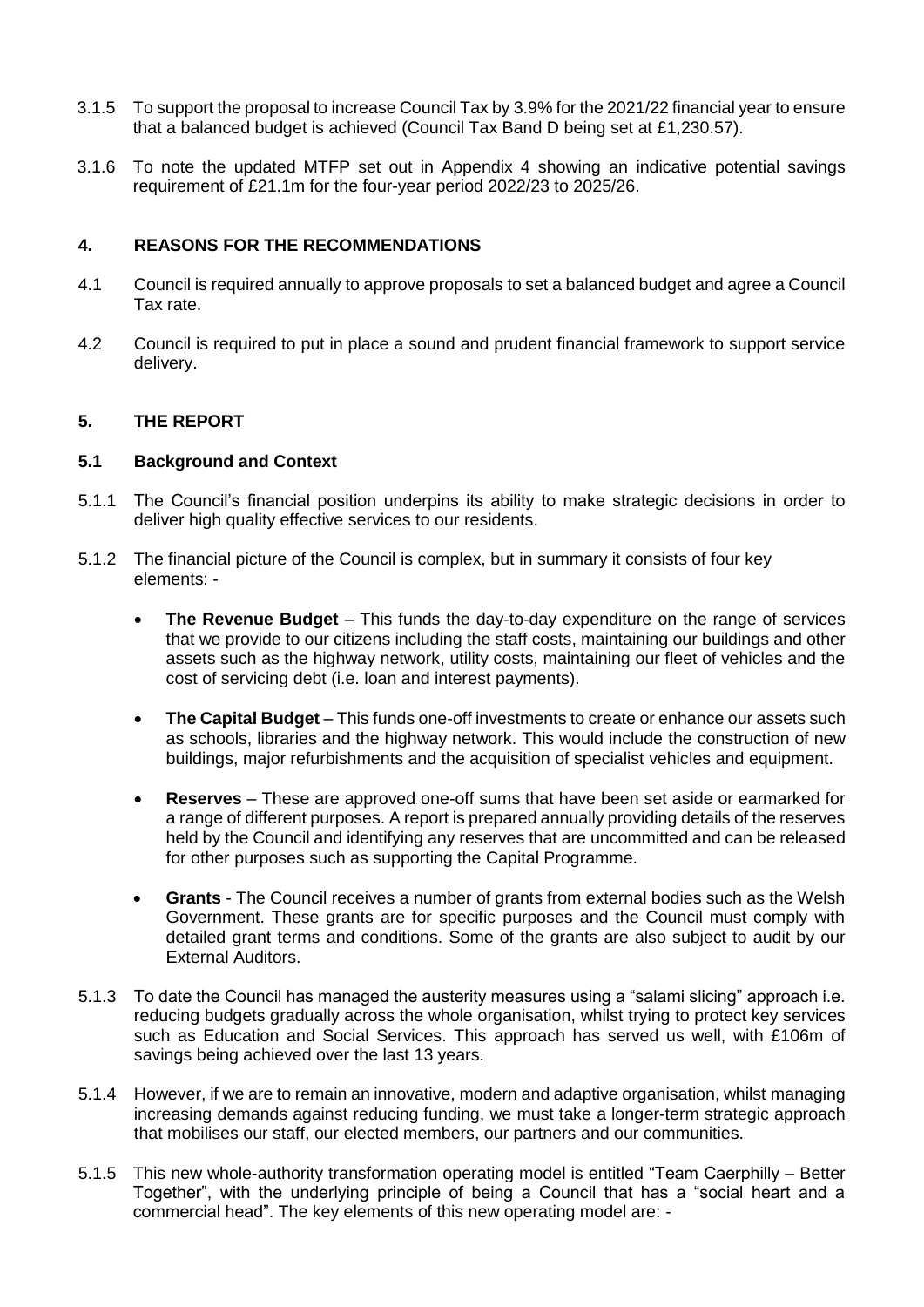3.1.5 To support the proposal to increase Council Tax by 3.9% for the 2021/22 financial year to ensure that a balanced budget is achieved (Council Tax Band D being set at £1,230.57).

3.1.6 To note the updated MTFP set out in Appendix 4 showing an indicative potential savings requirement of £21.1m for the four-year period 2022/23 to 2025/26.

## 4. REASONS FOR THE RECOMMENDATIONS

4.1 Council is required annually to approve proposals to set a balanced budget and agree a Council Tax rate.

4.2 Council is required to put in place a sound and prudent financial framework to support service delivery.

## 5. THE REPORT

### 5.1 Background and Context

5.1.1 The Council's financial position underpins its ability to make strategic decisions in order to deliver high quality effective services to our residents.

5.1.2 The financial picture of the Council is complex, but in summary it consists of four key elements: -

- **The Revenue Budget** – This funds the day-to-day expenditure on the range of services that we provide to our citizens including the staff costs, maintaining our buildings and other assets such as the highway network, utility costs, maintaining our fleet of vehicles and the cost of servicing debt (i.e. loan and interest payments).
- **The Capital Budget** – This funds one-off investments to create or enhance our assets such as schools, libraries and the highway network. This would include the construction of new buildings, major refurbishments and the acquisition of specialist vehicles and equipment.
- **Reserves** – These are approved one-off sums that have been set aside or earmarked for a range of different purposes. A report is prepared annually providing details of the reserves held by the Council and identifying any reserves that are uncommitted and can be released for other purposes such as supporting the Capital Programme.
- **Grants** - The Council receives a number of grants from external bodies such as the Welsh Government. These grants are for specific purposes and the Council must comply with detailed grant terms and conditions. Some of the grants are also subject to audit by our External Auditors.

5.1.3 To date the Council has managed the austerity measures using a "salami slicing" approach i.e. reducing budgets gradually across the whole organisation, whilst trying to protect key services such as Education and Social Services. This approach has served us well, with £106m of savings being achieved over the last 13 years.

5.1.4 However, if we are to remain an innovative, modern and adaptive organisation, whilst managing increasing demands against reducing funding, we must take a longer-term strategic approach that mobilises our staff, our elected members, our partners and our communities.

5.1.5 This new whole-authority transformation operating model is entitled "Team Caerphilly – Better Together", with the underlying principle of being a Council that has a "social heart and a commercial head". The key elements of this new operating model are: -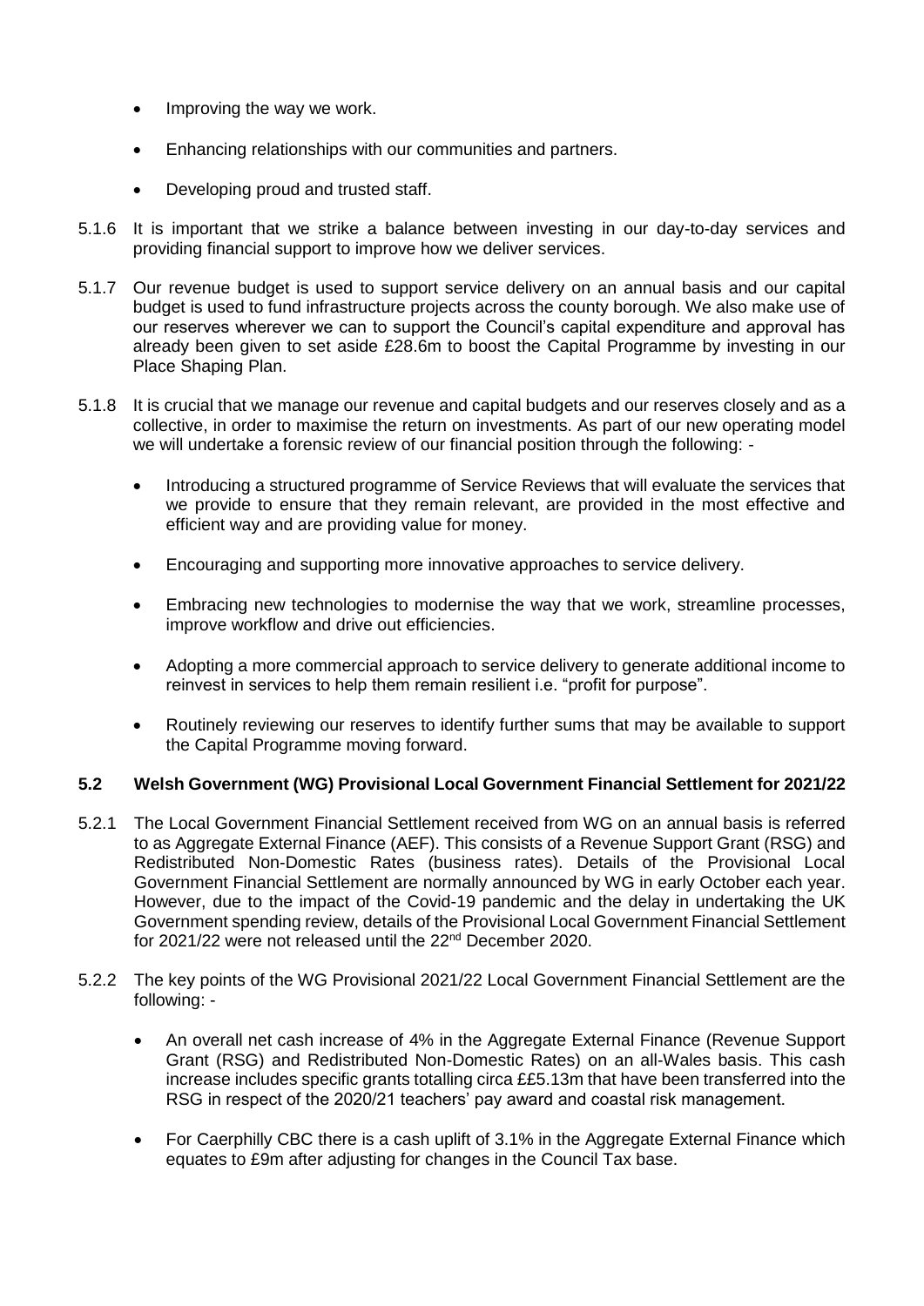- Improving the way we work.
- Enhancing relationships with our communities and partners.
- Developing proud and trusted staff.

5.1.6 It is important that we strike a balance between investing in our day-to-day services and providing financial support to improve how we deliver services.

5.1.7 Our revenue budget is used to support service delivery on an annual basis and our capital budget is used to fund infrastructure projects across the county borough. We also make use of our reserves wherever we can to support the Council's capital expenditure and approval has already been given to set aside £28.6m to boost the Capital Programme by investing in our Place Shaping Plan.

5.1.8 It is crucial that we manage our revenue and capital budgets and our reserves closely and as a collective, in order to maximise the return on investments. As part of our new operating model we will undertake a forensic review of our financial position through the following: -

- Introducing a structured programme of Service Reviews that will evaluate the services that we provide to ensure that they remain relevant, are provided in the most effective and efficient way and are providing value for money.
- Encouraging and supporting more innovative approaches to service delivery.
- Embracing new technologies to modernise the way that we work, streamline processes, improve workflow and drive out efficiencies.
- Adopting a more commercial approach to service delivery to generate additional income to reinvest in services to help them remain resilient i.e. "profit for purpose".
- Routinely reviewing our reserves to identify further sums that may be available to support the Capital Programme moving forward.

**5.2 Welsh Government (WG) Provisional Local Government Financial Settlement for 2021/22**

5.2.1 The Local Government Financial Settlement received from WG on an annual basis is referred to as Aggregate External Finance (AEF). This consists of a Revenue Support Grant (RSG) and Redistributed Non-Domestic Rates (business rates). Details of the Provisional Local Government Financial Settlement are normally announced by WG in early October each year. However, due to the impact of the Covid-19 pandemic and the delay in undertaking the UK Government spending review, details of the Provisional Local Government Financial Settlement for 2021/22 were not released until the 22nd December 2020.

5.2.2 The key points of the WG Provisional 2021/22 Local Government Financial Settlement are the following: -

- An overall net cash increase of 4% in the Aggregate External Finance (Revenue Support Grant (RSG) and Redistributed Non-Domestic Rates) on an all-Wales basis. This cash increase includes specific grants totalling circa ££5.13m that have been transferred into the RSG in respect of the 2020/21 teachers' pay award and coastal risk management.
- For Caerphilly CBC there is a cash uplift of 3.1% in the Aggregate External Finance which equates to £9m after adjusting for changes in the Council Tax base.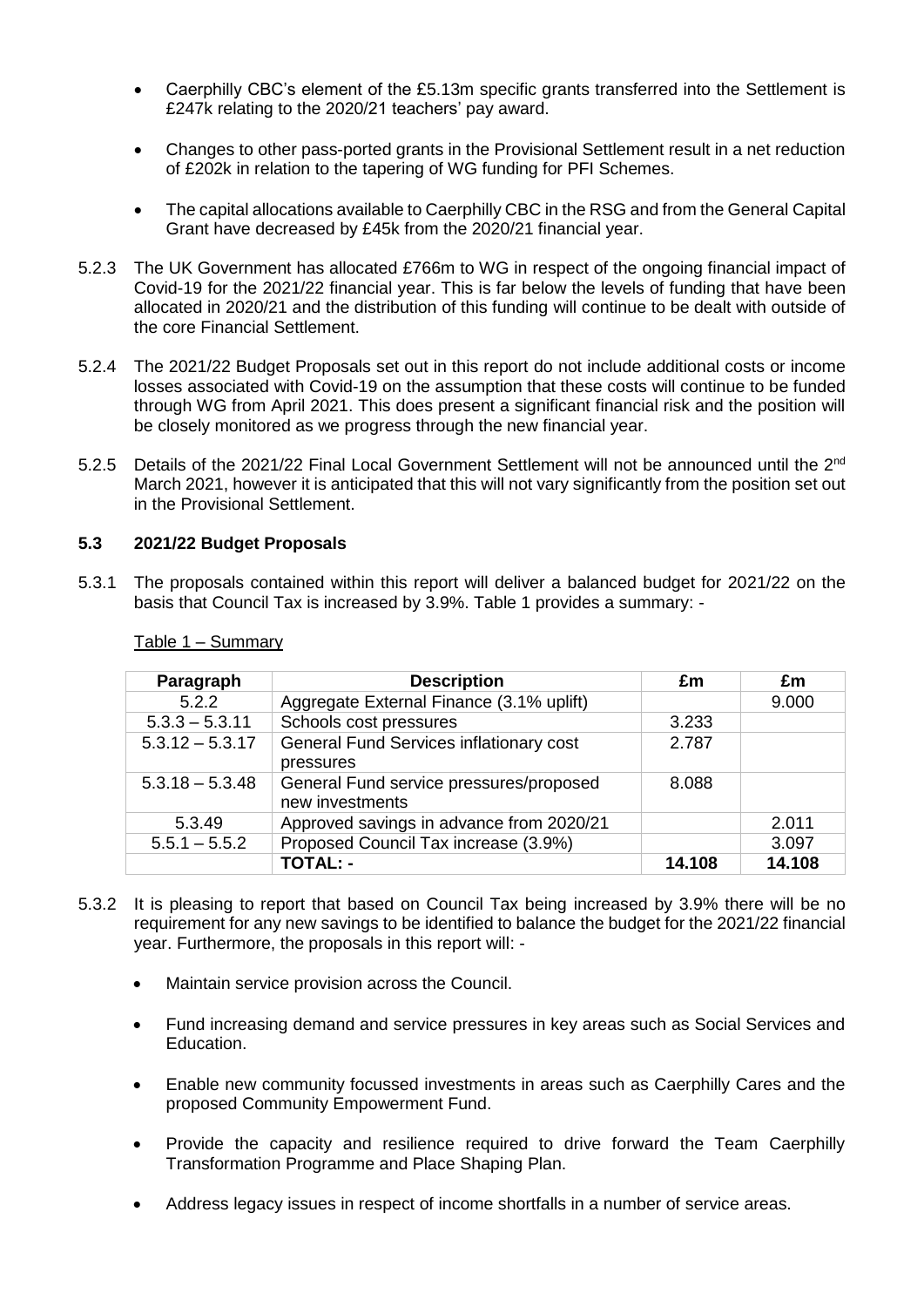- Caerphilly CBC's element of the £5.13m specific grants transferred into the Settlement is £247k relating to the 2020/21 teachers' pay award.

- Changes to other pass-ported grants in the Provisional Settlement result in a net reduction of £202k in relation to the tapering of WG funding for PFI Schemes.

- The capital allocations available to Caerphilly CBC in the RSG and from the General Capital Grant have decreased by £45k from the 2020/21 financial year.

5.2.3 The UK Government has allocated £766m to WG in respect of the ongoing financial impact of Covid-19 for the 2021/22 financial year. This is far below the levels of funding that have been allocated in 2020/21 and the distribution of this funding will continue to be dealt with outside of the core Financial Settlement.

5.2.4 The 2021/22 Budget Proposals set out in this report do not include additional costs or income losses associated with Covid-19 on the assumption that these costs will continue to be funded through WG from April 2021. This does present a significant financial risk and the position will be closely monitored as we progress through the new financial year.

5.2.5 Details of the 2021/22 Final Local Government Settlement will not be announced until the 2nd March 2021, however it is anticipated that this will not vary significantly from the position set out in the Provisional Settlement.

### 5.3 2021/22 Budget Proposals

5.3.1 The proposals contained within this report will deliver a balanced budget for 2021/22 on the basis that Council Tax is increased by 3.9%. Table 1 provides a summary: -

Table 1 – Summary

| Paragraph | Description | £m | £m |
|---|---|---|---|
| 5.2.2 | Aggregate External Finance (3.1% uplift) | | 9.000 |
| 5.3.3 – 5.3.11 | Schools cost pressures | 3.233 | |
| 5.3.12 – 5.3.17 | General Fund Services inflationary cost pressures | 2.787 | |
| 5.3.18 – 5.3.48 | General Fund service pressures/proposed new investments | 8.088 | |
| 5.3.49 | Approved savings in advance from 2020/21 | | 2.011 |
| 5.5.1 – 5.5.2 | Proposed Council Tax increase (3.9%) | | 3.097 |
| | **TOTAL: -** | **14.108** | **14.108** |

5.3.2 It is pleasing to report that based on Council Tax being increased by 3.9% there will be no requirement for any new savings to be identified to balance the budget for the 2021/22 financial year. Furthermore, the proposals in this report will: -

- Maintain service provision across the Council.

- Fund increasing demand and service pressures in key areas such as Social Services and Education.

- Enable new community focussed investments in areas such as Caerphilly Cares and the proposed Community Empowerment Fund.

- Provide the capacity and resilience required to drive forward the Team Caerphilly Transformation Programme and Place Shaping Plan.

- Address legacy issues in respect of income shortfalls in a number of service areas.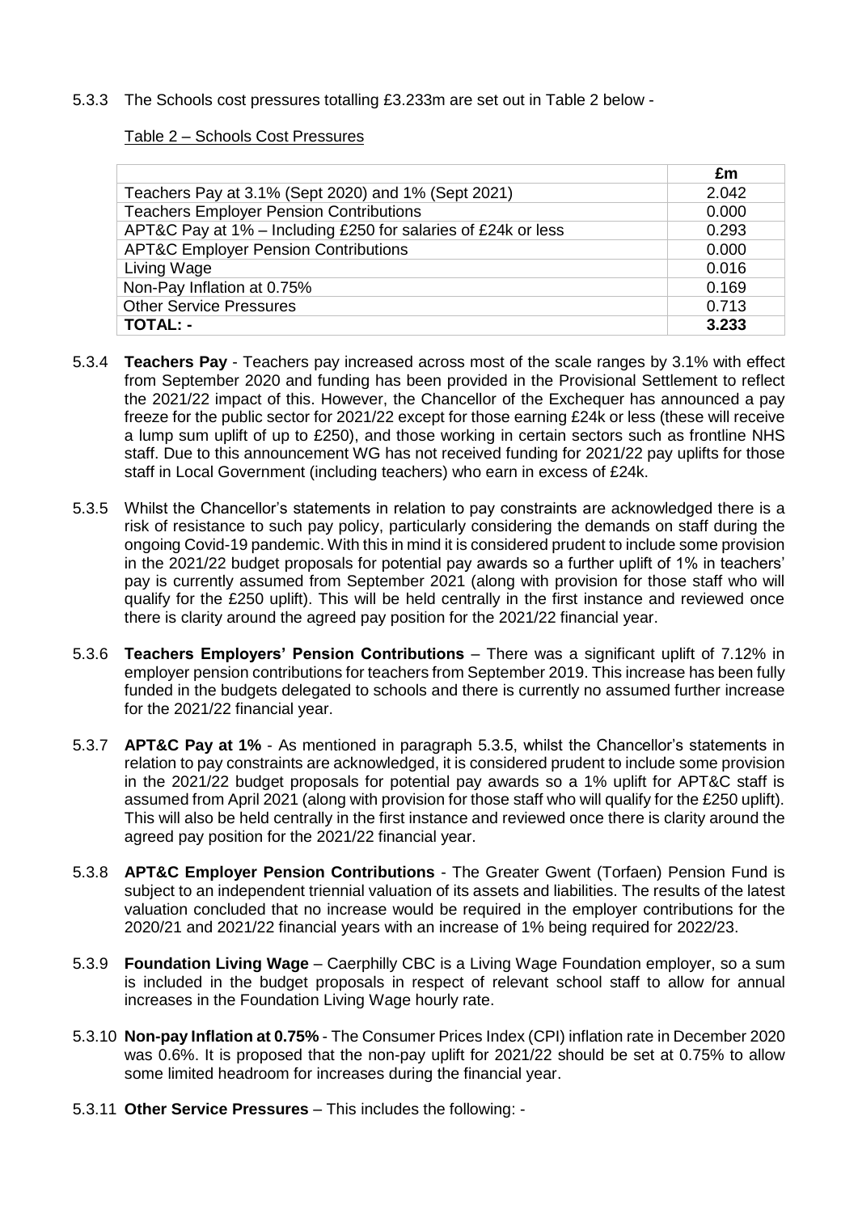5.3.3 The Schools cost pressures totalling £3.233m are set out in Table 2 below -

Table 2 – Schools Cost Pressures

| | £m |
|---|---|
| Teachers Pay at 3.1% (Sept 2020) and 1% (Sept 2021) | 2.042 |
| Teachers Employer Pension Contributions | 0.000 |
| APT&C Pay at 1% – Including £250 for salaries of £24k or less | 0.293 |
| APT&C Employer Pension Contributions | 0.000 |
| Living Wage | 0.016 |
| Non-Pay Inflation at 0.75% | 0.169 |
| Other Service Pressures | 0.713 |
| **TOTAL: -** | **3.233** |

5.3.4 **Teachers Pay** - Teachers pay increased across most of the scale ranges by 3.1% with effect from September 2020 and funding has been provided in the Provisional Settlement to reflect the 2021/22 impact of this. However, the Chancellor of the Exchequer has announced a pay freeze for the public sector for 2021/22 except for those earning £24k or less (these will receive a lump sum uplift of up to £250), and those working in certain sectors such as frontline NHS staff. Due to this announcement WG has not received funding for 2021/22 pay uplifts for those staff in Local Government (including teachers) who earn in excess of £24k.

5.3.5 Whilst the Chancellor's statements in relation to pay constraints are acknowledged there is a risk of resistance to such pay policy, particularly considering the demands on staff during the ongoing Covid-19 pandemic. With this in mind it is considered prudent to include some provision in the 2021/22 budget proposals for potential pay awards so a further uplift of 1% in teachers' pay is currently assumed from September 2021 (along with provision for those staff who will qualify for the £250 uplift). This will be held centrally in the first instance and reviewed once there is clarity around the agreed pay position for the 2021/22 financial year.

5.3.6 **Teachers Employers' Pension Contributions** – There was a significant uplift of 7.12% in employer pension contributions for teachers from September 2019. This increase has been fully funded in the budgets delegated to schools and there is currently no assumed further increase for the 2021/22 financial year.

5.3.7 **APT&C Pay at 1%** - As mentioned in paragraph 5.3.5, whilst the Chancellor's statements in relation to pay constraints are acknowledged, it is considered prudent to include some provision in the 2021/22 budget proposals for potential pay awards so a 1% uplift for APT&C staff is assumed from April 2021 (along with provision for those staff who will qualify for the £250 uplift). This will also be held centrally in the first instance and reviewed once there is clarity around the agreed pay position for the 2021/22 financial year.

5.3.8 **APT&C Employer Pension Contributions** - The Greater Gwent (Torfaen) Pension Fund is subject to an independent triennial valuation of its assets and liabilities. The results of the latest valuation concluded that no increase would be required in the employer contributions for the 2020/21 and 2021/22 financial years with an increase of 1% being required for 2022/23.

5.3.9 **Foundation Living Wage** – Caerphilly CBC is a Living Wage Foundation employer, so a sum is included in the budget proposals in respect of relevant school staff to allow for annual increases in the Foundation Living Wage hourly rate.

5.3.10 **Non-pay Inflation at 0.75%** - The Consumer Prices Index (CPI) inflation rate in December 2020 was 0.6%. It is proposed that the non-pay uplift for 2021/22 should be set at 0.75% to allow some limited headroom for increases during the financial year.

5.3.11 **Other Service Pressures** – This includes the following: -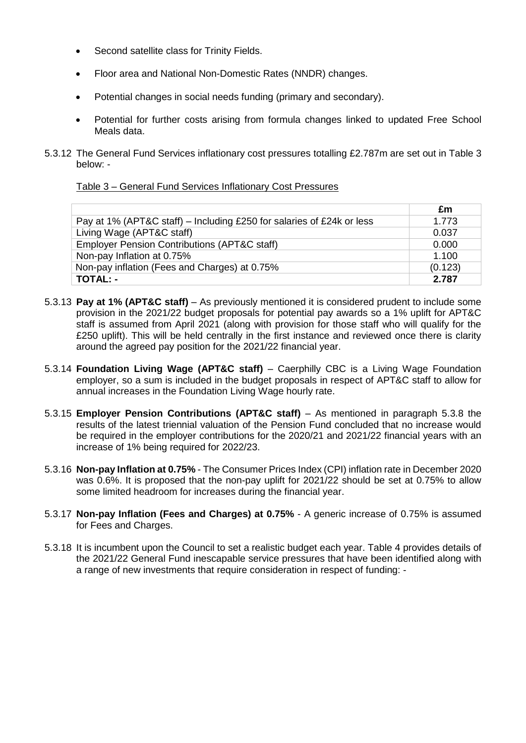- Second satellite class for Trinity Fields.
- Floor area and National Non-Domestic Rates (NNDR) changes.
- Potential changes in social needs funding (primary and secondary).
- Potential for further costs arising from formula changes linked to updated Free School Meals data.

5.3.12 The General Fund Services inflationary cost pressures totalling £2.787m are set out in Table 3 below: -

Table 3 – General Fund Services Inflationary Cost Pressures

| | £m |
|---|---|
| Pay at 1% (APT&C staff) – Including £250 for salaries of £24k or less | 1.773 |
| Living Wage (APT&C staff) | 0.037 |
| Employer Pension Contributions (APT&C staff) | 0.000 |
| Non-pay Inflation at 0.75% | 1.100 |
| Non-pay inflation (Fees and Charges) at 0.75% | (0.123) |
| **TOTAL: -** | **2.787** |

5.3.13 **Pay at 1% (APT&C staff)** – As previously mentioned it is considered prudent to include some provision in the 2021/22 budget proposals for potential pay awards so a 1% uplift for APT&C staff is assumed from April 2021 (along with provision for those staff who will qualify for the £250 uplift). This will be held centrally in the first instance and reviewed once there is clarity around the agreed pay position for the 2021/22 financial year.

5.3.14 **Foundation Living Wage (APT&C staff)** – Caerphilly CBC is a Living Wage Foundation employer, so a sum is included in the budget proposals in respect of APT&C staff to allow for annual increases in the Foundation Living Wage hourly rate.

5.3.15 **Employer Pension Contributions (APT&C staff)** – As mentioned in paragraph 5.3.8 the results of the latest triennial valuation of the Pension Fund concluded that no increase would be required in the employer contributions for the 2020/21 and 2021/22 financial years with an increase of 1% being required for 2022/23.

5.3.16 **Non-pay Inflation at 0.75%** - The Consumer Prices Index (CPI) inflation rate in December 2020 was 0.6%. It is proposed that the non-pay uplift for 2021/22 should be set at 0.75% to allow some limited headroom for increases during the financial year.

5.3.17 **Non-pay Inflation (Fees and Charges) at 0.75%** - A generic increase of 0.75% is assumed for Fees and Charges.

5.3.18 It is incumbent upon the Council to set a realistic budget each year. Table 4 provides details of the 2021/22 General Fund inescapable service pressures that have been identified along with a range of new investments that require consideration in respect of funding: -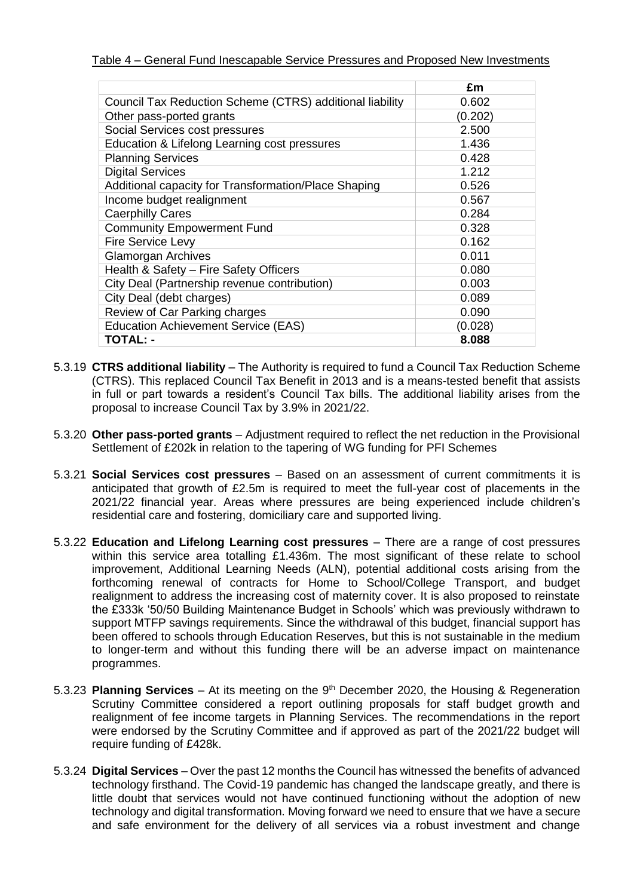Table 4 – General Fund Inescapable Service Pressures and Proposed New Investments

| | £m |
|---|---|
| Council Tax Reduction Scheme (CTRS) additional liability | 0.602 |
| Other pass-ported grants | (0.202) |
| Social Services cost pressures | 2.500 |
| Education & Lifelong Learning cost pressures | 1.436 |
| Planning Services | 0.428 |
| Digital Services | 1.212 |
| Additional capacity for Transformation/Place Shaping | 0.526 |
| Income budget realignment | 0.567 |
| Caerphilly Cares | 0.284 |
| Community Empowerment Fund | 0.328 |
| Fire Service Levy | 0.162 |
| Glamorgan Archives | 0.011 |
| Health & Safety – Fire Safety Officers | 0.080 |
| City Deal (Partnership revenue contribution) | 0.003 |
| City Deal (debt charges) | 0.089 |
| Review of Car Parking charges | 0.090 |
| Education Achievement Service (EAS) | (0.028) |
| **TOTAL: -** | **8.088** |

5.3.19 **CTRS additional liability** – The Authority is required to fund a Council Tax Reduction Scheme (CTRS). This replaced Council Tax Benefit in 2013 and is a means-tested benefit that assists in full or part towards a resident's Council Tax bills. The additional liability arises from the proposal to increase Council Tax by 3.9% in 2021/22.

5.3.20 **Other pass-ported grants** – Adjustment required to reflect the net reduction in the Provisional Settlement of £202k in relation to the tapering of WG funding for PFI Schemes

5.3.21 **Social Services cost pressures** – Based on an assessment of current commitments it is anticipated that growth of £2.5m is required to meet the full-year cost of placements in the 2021/22 financial year. Areas where pressures are being experienced include children's residential care and fostering, domiciliary care and supported living.

5.3.22 **Education and Lifelong Learning cost pressures** – There are a range of cost pressures within this service area totalling £1.436m. The most significant of these relate to school improvement, Additional Learning Needs (ALN), potential additional costs arising from the forthcoming renewal of contracts for Home to School/College Transport, and budget realignment to address the increasing cost of maternity cover. It is also proposed to reinstate the £333k '50/50 Building Maintenance Budget in Schools' which was previously withdrawn to support MTFP savings requirements. Since the withdrawal of this budget, financial support has been offered to schools through Education Reserves, but this is not sustainable in the medium to longer-term and without this funding there will be an adverse impact on maintenance programmes.

5.3.23 **Planning Services** – At its meeting on the 9th December 2020, the Housing & Regeneration Scrutiny Committee considered a report outlining proposals for staff budget growth and realignment of fee income targets in Planning Services. The recommendations in the report were endorsed by the Scrutiny Committee and if approved as part of the 2021/22 budget will require funding of £428k.

5.3.24 **Digital Services** – Over the past 12 months the Council has witnessed the benefits of advanced technology firsthand. The Covid-19 pandemic has changed the landscape greatly, and there is little doubt that services would not have continued functioning without the adoption of new technology and digital transformation. Moving forward we need to ensure that we have a secure and safe environment for the delivery of all services via a robust investment and change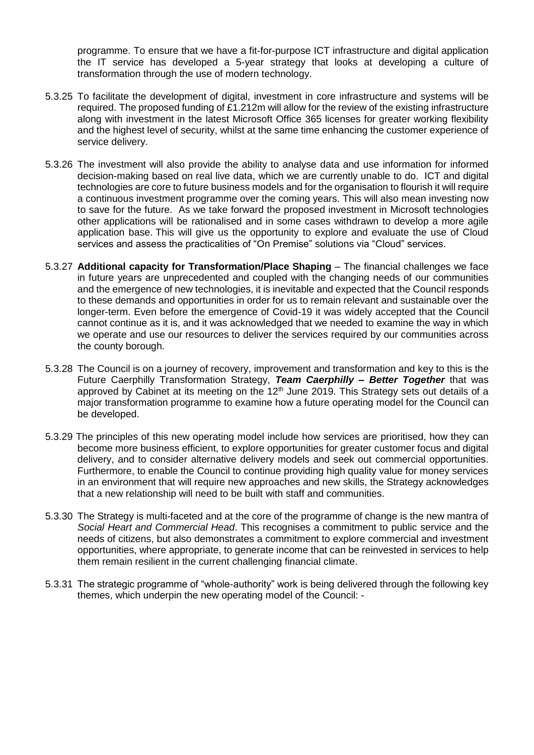programme. To ensure that we have a fit-for-purpose ICT infrastructure and digital application the IT service has developed a 5-year strategy that looks at developing a culture of transformation through the use of modern technology.

5.3.25 To facilitate the development of digital, investment in core infrastructure and systems will be required. The proposed funding of £1.212m will allow for the review of the existing infrastructure along with investment in the latest Microsoft Office 365 licenses for greater working flexibility and the highest level of security, whilst at the same time enhancing the customer experience of service delivery.

5.3.26 The investment will also provide the ability to analyse data and use information for informed decision-making based on real live data, which we are currently unable to do. ICT and digital technologies are core to future business models and for the organisation to flourish it will require a continuous investment programme over the coming years. This will also mean investing now to save for the future. As we take forward the proposed investment in Microsoft technologies other applications will be rationalised and in some cases withdrawn to develop a more agile application base. This will give us the opportunity to explore and evaluate the use of Cloud services and assess the practicalities of "On Premise" solutions via "Cloud" services.

5.3.27 **Additional capacity for Transformation/Place Shaping** – The financial challenges we face in future years are unprecedented and coupled with the changing needs of our communities and the emergence of new technologies, it is inevitable and expected that the Council responds to these demands and opportunities in order for us to remain relevant and sustainable over the longer-term. Even before the emergence of Covid-19 it was widely accepted that the Council cannot continue as it is, and it was acknowledged that we needed to examine the way in which we operate and use our resources to deliver the services required by our communities across the county borough.

5.3.28 The Council is on a journey of recovery, improvement and transformation and key to this is the Future Caerphilly Transformation Strategy, ***Team Caerphilly – Better Together*** that was approved by Cabinet at its meeting on the 12th June 2019. This Strategy sets out details of a major transformation programme to examine how a future operating model for the Council can be developed.

5.3.29 The principles of this new operating model include how services are prioritised, how they can become more business efficient, to explore opportunities for greater customer focus and digital delivery, and to consider alternative delivery models and seek out commercial opportunities. Furthermore, to enable the Council to continue providing high quality value for money services in an environment that will require new approaches and new skills, the Strategy acknowledges that a new relationship will need to be built with staff and communities.

5.3.30 The Strategy is multi-faceted and at the core of the programme of change is the new mantra of *Social Heart and Commercial Head*. This recognises a commitment to public service and the needs of citizens, but also demonstrates a commitment to explore commercial and investment opportunities, where appropriate, to generate income that can be reinvested in services to help them remain resilient in the current challenging financial climate.

5.3.31 The strategic programme of "whole-authority" work is being delivered through the following key themes, which underpin the new operating model of the Council: -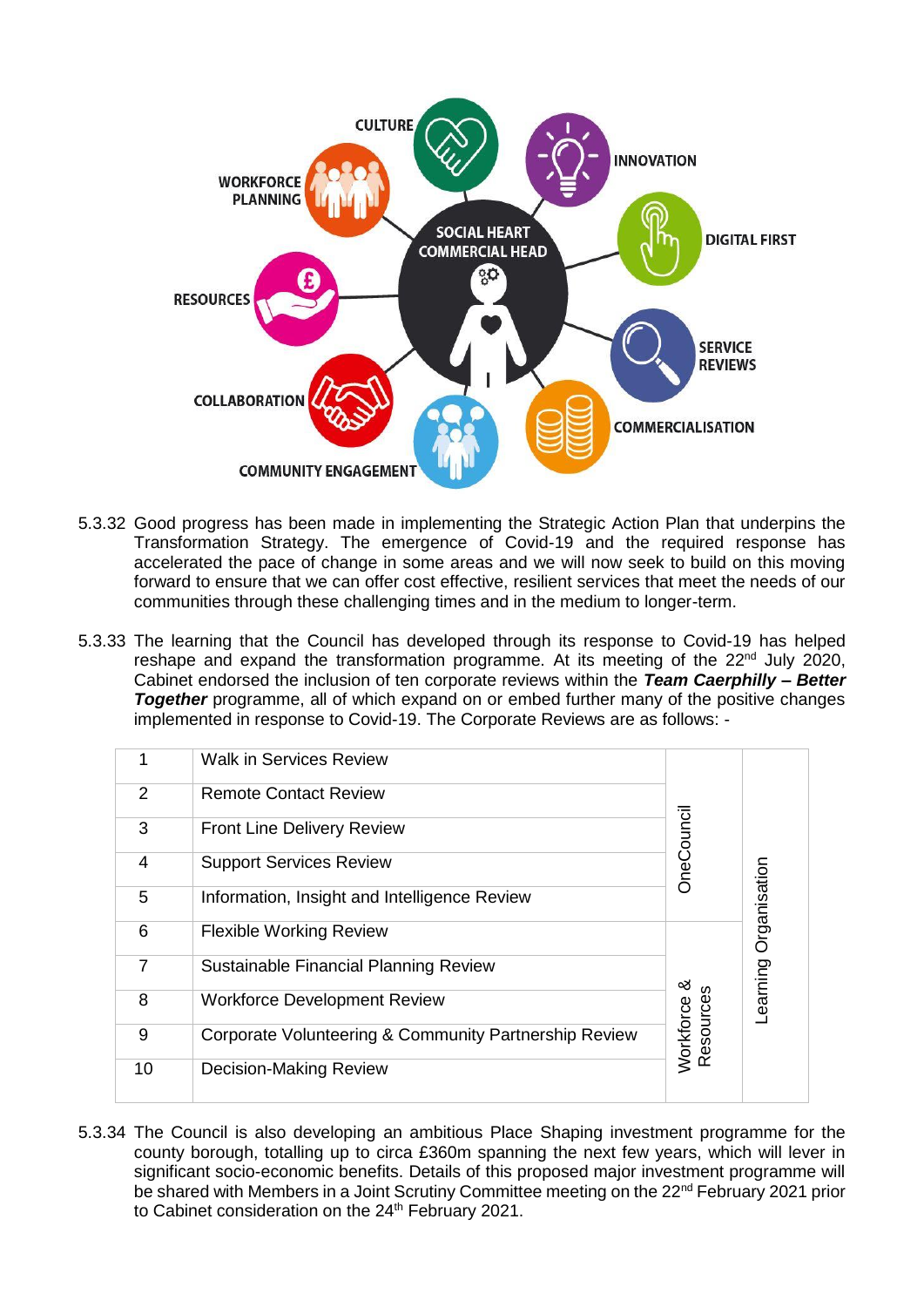CULTURE

INNOVATION

WORKFORCE PLANNING

DIGITAL FIRST

SOCIAL HEART COMMERCIAL HEAD

RESOURCES

SERVICE REVIEWS

COLLABORATION

COMMERCIALISATION

COMMUNITY ENGAGEMENT

5.3.32 Good progress has been made in implementing the Strategic Action Plan that underpins the Transformation Strategy. The emergence of Covid-19 and the required response has accelerated the pace of change in some areas and we will now seek to build on this moving forward to ensure that we can offer cost effective, resilient services that meet the needs of our communities through these challenging times and in the medium to longer-term.

5.3.33 The learning that the Council has developed through its response to Covid-19 has helped reshape and expand the transformation programme. At its meeting of the 22nd July 2020, Cabinet endorsed the inclusion of ten corporate reviews within the ***Team Caerphilly – Better Together*** programme, all of which expand on or embed further many of the positive changes implemented in response to Covid-19. The Corporate Reviews are as follows: -

| | | | |
|---|---|---|---|
| 1 | Walk in Services Review | OneCouncil | Learning Organisation |
| 2 | Remote Contact Review | | |
| 3 | Front Line Delivery Review | | |
| 4 | Support Services Review | | |
| 5 | Information, Insight and Intelligence Review | | |
| 6 | Flexible Working Review | Workforce & Resources | |
| 7 | Sustainable Financial Planning Review | | |
| 8 | Workforce Development Review | | |
| 9 | Corporate Volunteering & Community Partnership Review | | |
| 10 | Decision-Making Review | | |

5.3.34 The Council is also developing an ambitious Place Shaping investment programme for the county borough, totalling up to circa £360m spanning the next few years, which will lever in significant socio-economic benefits. Details of this proposed major investment programme will be shared with Members in a Joint Scrutiny Committee meeting on the 22nd February 2021 prior to Cabinet consideration on the 24th February 2021.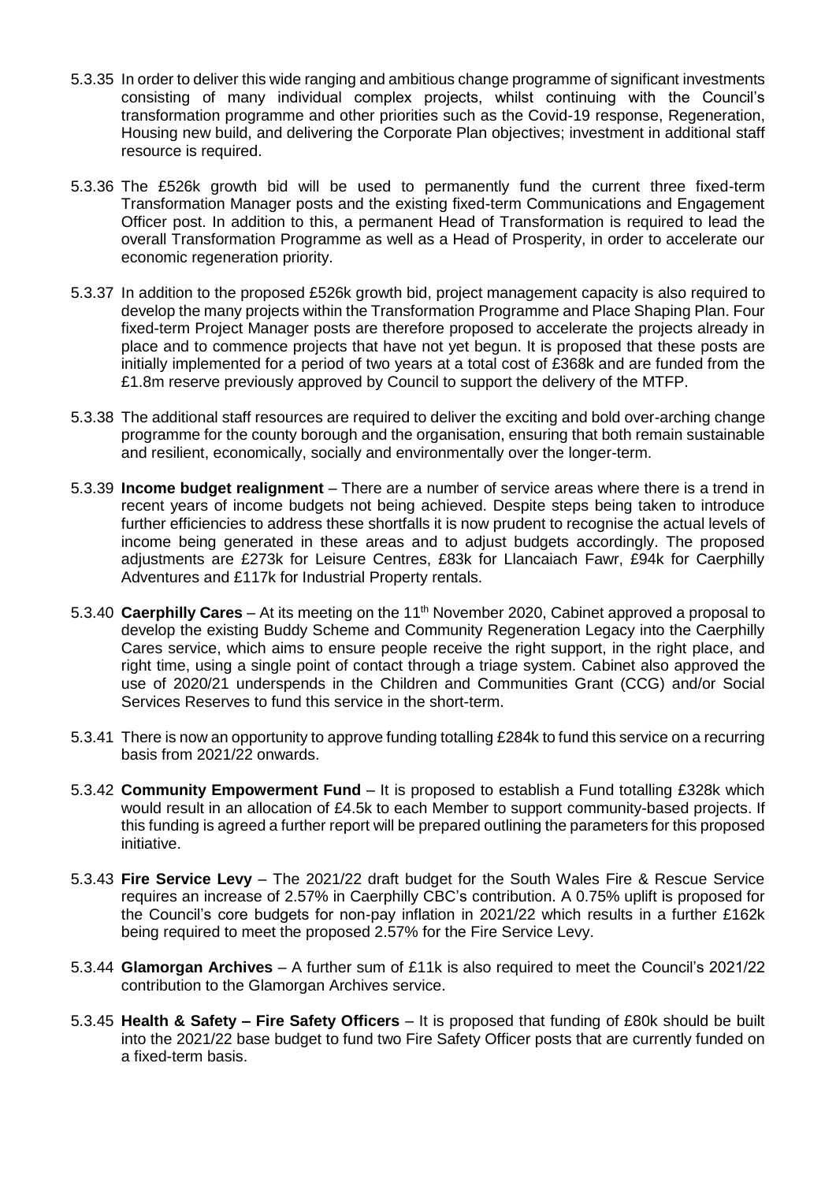5.3.35 In order to deliver this wide ranging and ambitious change programme of significant investments consisting of many individual complex projects, whilst continuing with the Council's transformation programme and other priorities such as the Covid-19 response, Regeneration, Housing new build, and delivering the Corporate Plan objectives; investment in additional staff resource is required.

5.3.36 The £526k growth bid will be used to permanently fund the current three fixed-term Transformation Manager posts and the existing fixed-term Communications and Engagement Officer post. In addition to this, a permanent Head of Transformation is required to lead the overall Transformation Programme as well as a Head of Prosperity, in order to accelerate our economic regeneration priority.

5.3.37 In addition to the proposed £526k growth bid, project management capacity is also required to develop the many projects within the Transformation Programme and Place Shaping Plan. Four fixed-term Project Manager posts are therefore proposed to accelerate the projects already in place and to commence projects that have not yet begun. It is proposed that these posts are initially implemented for a period of two years at a total cost of £368k and are funded from the £1.8m reserve previously approved by Council to support the delivery of the MTFP.

5.3.38 The additional staff resources are required to deliver the exciting and bold over-arching change programme for the county borough and the organisation, ensuring that both remain sustainable and resilient, economically, socially and environmentally over the longer-term.

5.3.39 **Income budget realignment** – There are a number of service areas where there is a trend in recent years of income budgets not being achieved. Despite steps being taken to introduce further efficiencies to address these shortfalls it is now prudent to recognise the actual levels of income being generated in these areas and to adjust budgets accordingly. The proposed adjustments are £273k for Leisure Centres, £83k for Llancaiach Fawr, £94k for Caerphilly Adventures and £117k for Industrial Property rentals.

5.3.40 **Caerphilly Cares** – At its meeting on the 11th November 2020, Cabinet approved a proposal to develop the existing Buddy Scheme and Community Regeneration Legacy into the Caerphilly Cares service, which aims to ensure people receive the right support, in the right place, and right time, using a single point of contact through a triage system. Cabinet also approved the use of 2020/21 underspends in the Children and Communities Grant (CCG) and/or Social Services Reserves to fund this service in the short-term.

5.3.41 There is now an opportunity to approve funding totalling £284k to fund this service on a recurring basis from 2021/22 onwards.

5.3.42 **Community Empowerment Fund** – It is proposed to establish a Fund totalling £328k which would result in an allocation of £4.5k to each Member to support community-based projects. If this funding is agreed a further report will be prepared outlining the parameters for this proposed initiative.

5.3.43 **Fire Service Levy** – The 2021/22 draft budget for the South Wales Fire & Rescue Service requires an increase of 2.57% in Caerphilly CBC's contribution. A 0.75% uplift is proposed for the Council's core budgets for non-pay inflation in 2021/22 which results in a further £162k being required to meet the proposed 2.57% for the Fire Service Levy.

5.3.44 **Glamorgan Archives** – A further sum of £11k is also required to meet the Council's 2021/22 contribution to the Glamorgan Archives service.

5.3.45 **Health & Safety – Fire Safety Officers** – It is proposed that funding of £80k should be built into the 2021/22 base budget to fund two Fire Safety Officer posts that are currently funded on a fixed-term basis.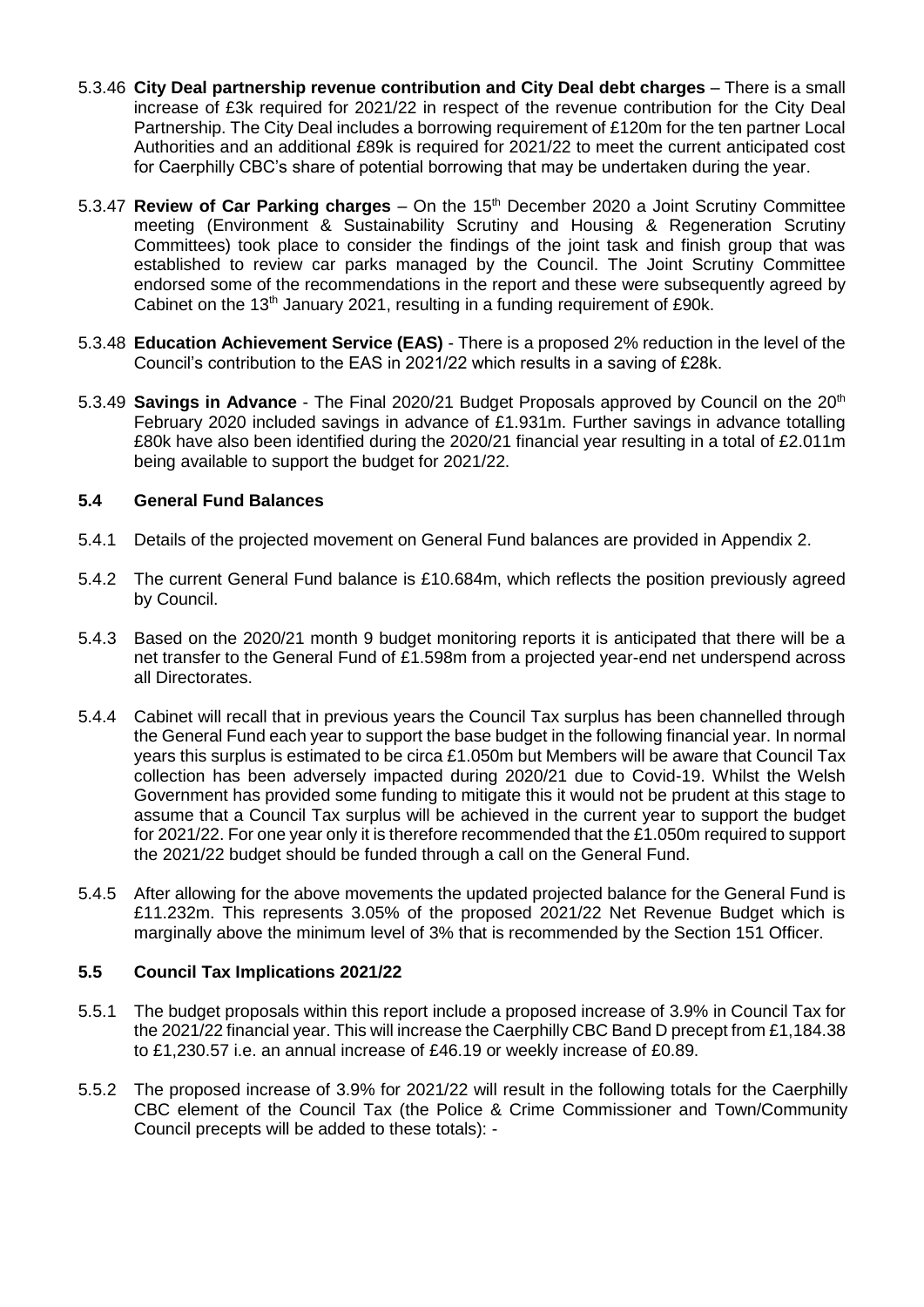5.3.46 **City Deal partnership revenue contribution and City Deal debt charges** – There is a small increase of £3k required for 2021/22 in respect of the revenue contribution for the City Deal Partnership. The City Deal includes a borrowing requirement of £120m for the ten partner Local Authorities and an additional £89k is required for 2021/22 to meet the current anticipated cost for Caerphilly CBC's share of potential borrowing that may be undertaken during the year.

5.3.47 **Review of Car Parking charges** – On the 15th December 2020 a Joint Scrutiny Committee meeting (Environment & Sustainability Scrutiny and Housing & Regeneration Scrutiny Committees) took place to consider the findings of the joint task and finish group that was established to review car parks managed by the Council. The Joint Scrutiny Committee endorsed some of the recommendations in the report and these were subsequently agreed by Cabinet on the 13th January 2021, resulting in a funding requirement of £90k.

5.3.48 **Education Achievement Service (EAS)** - There is a proposed 2% reduction in the level of the Council's contribution to the EAS in 2021/22 which results in a saving of £28k.

5.3.49 **Savings in Advance** - The Final 2020/21 Budget Proposals approved by Council on the 20th February 2020 included savings in advance of £1.931m. Further savings in advance totalling £80k have also been identified during the 2020/21 financial year resulting in a total of £2.011m being available to support the budget for 2021/22.

### 5.4 General Fund Balances

5.4.1 Details of the projected movement on General Fund balances are provided in Appendix 2.

5.4.2 The current General Fund balance is £10.684m, which reflects the position previously agreed by Council.

5.4.3 Based on the 2020/21 month 9 budget monitoring reports it is anticipated that there will be a net transfer to the General Fund of £1.598m from a projected year-end net underspend across all Directorates.

5.4.4 Cabinet will recall that in previous years the Council Tax surplus has been channelled through the General Fund each year to support the base budget in the following financial year. In normal years this surplus is estimated to be circa £1.050m but Members will be aware that Council Tax collection has been adversely impacted during 2020/21 due to Covid-19. Whilst the Welsh Government has provided some funding to mitigate this it would not be prudent at this stage to assume that a Council Tax surplus will be achieved in the current year to support the budget for 2021/22. For one year only it is therefore recommended that the £1.050m required to support the 2021/22 budget should be funded through a call on the General Fund.

5.4.5 After allowing for the above movements the updated projected balance for the General Fund is £11.232m. This represents 3.05% of the proposed 2021/22 Net Revenue Budget which is marginally above the minimum level of 3% that is recommended by the Section 151 Officer.

### 5.5 Council Tax Implications 2021/22

5.5.1 The budget proposals within this report include a proposed increase of 3.9% in Council Tax for the 2021/22 financial year. This will increase the Caerphilly CBC Band D precept from £1,184.38 to £1,230.57 i.e. an annual increase of £46.19 or weekly increase of £0.89.

5.5.2 The proposed increase of 3.9% for 2021/22 will result in the following totals for the Caerphilly CBC element of the Council Tax (the Police & Crime Commissioner and Town/Community Council precepts will be added to these totals): -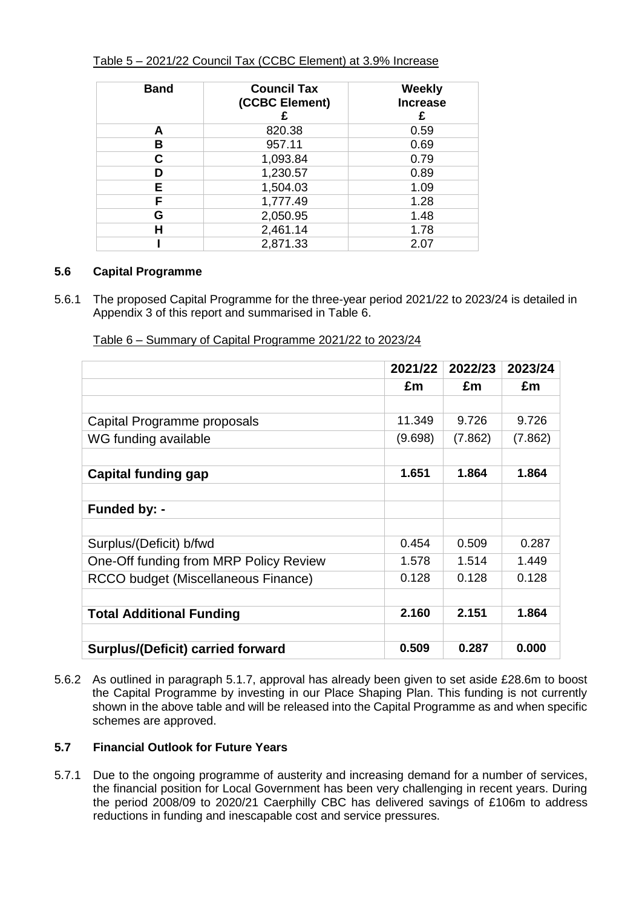Table 5 – 2021/22 Council Tax (CCBC Element) at 3.9% Increase

| Band | Council Tax (CCBC Element) £ | Weekly Increase £ |
|---|---|---|
| A | 820.38 | 0.59 |
| B | 957.11 | 0.69 |
| C | 1,093.84 | 0.79 |
| D | 1,230.57 | 0.89 |
| E | 1,504.03 | 1.09 |
| F | 1,777.49 | 1.28 |
| G | 2,050.95 | 1.48 |
| H | 2,461.14 | 1.78 |
| I | 2,871.33 | 2.07 |

### 5.6 Capital Programme

5.6.1 The proposed Capital Programme for the three-year period 2021/22 to 2023/24 is detailed in Appendix 3 of this report and summarised in Table 6.

Table 6 – Summary of Capital Programme 2021/22 to 2023/24

| | 2021/22 | 2022/23 | 2023/24 |
|---|---|---|---|
| | **£m** | **£m** | **£m** |
| | | | |
| Capital Programme proposals | 11.349 | 9.726 | 9.726 |
| WG funding available | (9.698) | (7.862) | (7.862) |
| | | | |
| **Capital funding gap** | **1.651** | **1.864** | **1.864** |
| | | | |
| **Funded by: -** | | | |
| | | | |
| Surplus/(Deficit) b/fwd | 0.454 | 0.509 | 0.287 |
| One-Off funding from MRP Policy Review | 1.578 | 1.514 | 1.449 |
| RCCO budget (Miscellaneous Finance) | 0.128 | 0.128 | 0.128 |
| | | | |
| **Total Additional Funding** | **2.160** | **2.151** | **1.864** |
| | | | |
| **Surplus/(Deficit) carried forward** | **0.509** | **0.287** | **0.000** |

5.6.2 As outlined in paragraph 5.1.7, approval has already been given to set aside £28.6m to boost the Capital Programme by investing in our Place Shaping Plan. This funding is not currently shown in the above table and will be released into the Capital Programme as and when specific schemes are approved.

### 5.7 Financial Outlook for Future Years

5.7.1 Due to the ongoing programme of austerity and increasing demand for a number of services, the financial position for Local Government has been very challenging in recent years. During the period 2008/09 to 2020/21 Caerphilly CBC has delivered savings of £106m to address reductions in funding and inescapable cost and service pressures.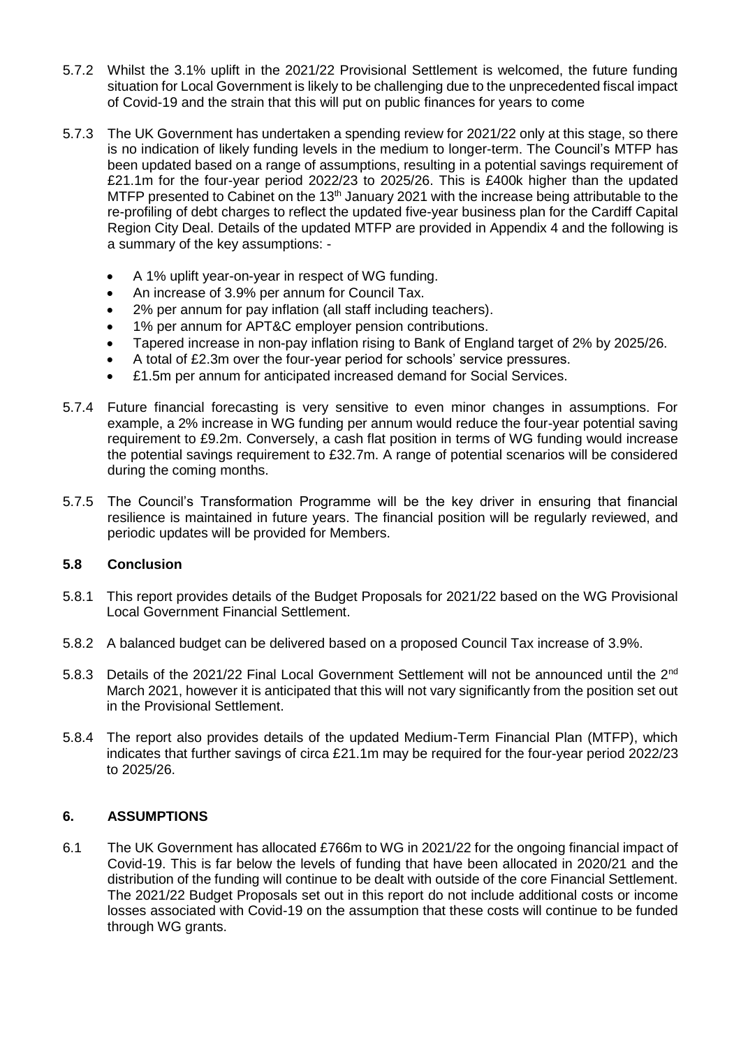5.7.2 Whilst the 3.1% uplift in the 2021/22 Provisional Settlement is welcomed, the future funding situation for Local Government is likely to be challenging due to the unprecedented fiscal impact of Covid-19 and the strain that this will put on public finances for years to come

5.7.3 The UK Government has undertaken a spending review for 2021/22 only at this stage, so there is no indication of likely funding levels in the medium to longer-term. The Council's MTFP has been updated based on a range of assumptions, resulting in a potential savings requirement of £21.1m for the four-year period 2022/23 to 2025/26. This is £400k higher than the updated MTFP presented to Cabinet on the 13th January 2021 with the increase being attributable to the re-profiling of debt charges to reflect the updated five-year business plan for the Cardiff Capital Region City Deal. Details of the updated MTFP are provided in Appendix 4 and the following is a summary of the key assumptions: -

- A 1% uplift year-on-year in respect of WG funding.
- An increase of 3.9% per annum for Council Tax.
- 2% per annum for pay inflation (all staff including teachers).
- 1% per annum for APT&C employer pension contributions.
- Tapered increase in non-pay inflation rising to Bank of England target of 2% by 2025/26.
- A total of £2.3m over the four-year period for schools' service pressures.
- £1.5m per annum for anticipated increased demand for Social Services.

5.7.4 Future financial forecasting is very sensitive to even minor changes in assumptions. For example, a 2% increase in WG funding per annum would reduce the four-year potential saving requirement to £9.2m. Conversely, a cash flat position in terms of WG funding would increase the potential savings requirement to £32.7m. A range of potential scenarios will be considered during the coming months.

5.7.5 The Council's Transformation Programme will be the key driver in ensuring that financial resilience is maintained in future years. The financial position will be regularly reviewed, and periodic updates will be provided for Members.

### 5.8 Conclusion

5.8.1 This report provides details of the Budget Proposals for 2021/22 based on the WG Provisional Local Government Financial Settlement.

5.8.2 A balanced budget can be delivered based on a proposed Council Tax increase of 3.9%.

5.8.3 Details of the 2021/22 Final Local Government Settlement will not be announced until the 2nd March 2021, however it is anticipated that this will not vary significantly from the position set out in the Provisional Settlement.

5.8.4 The report also provides details of the updated Medium-Term Financial Plan (MTFP), which indicates that further savings of circa £21.1m may be required for the four-year period 2022/23 to 2025/26.

## 6. ASSUMPTIONS

6.1 The UK Government has allocated £766m to WG in 2021/22 for the ongoing financial impact of Covid-19. This is far below the levels of funding that have been allocated in 2020/21 and the distribution of the funding will continue to be dealt with outside of the core Financial Settlement. The 2021/22 Budget Proposals set out in this report do not include additional costs or income losses associated with Covid-19 on the assumption that these costs will continue to be funded through WG grants.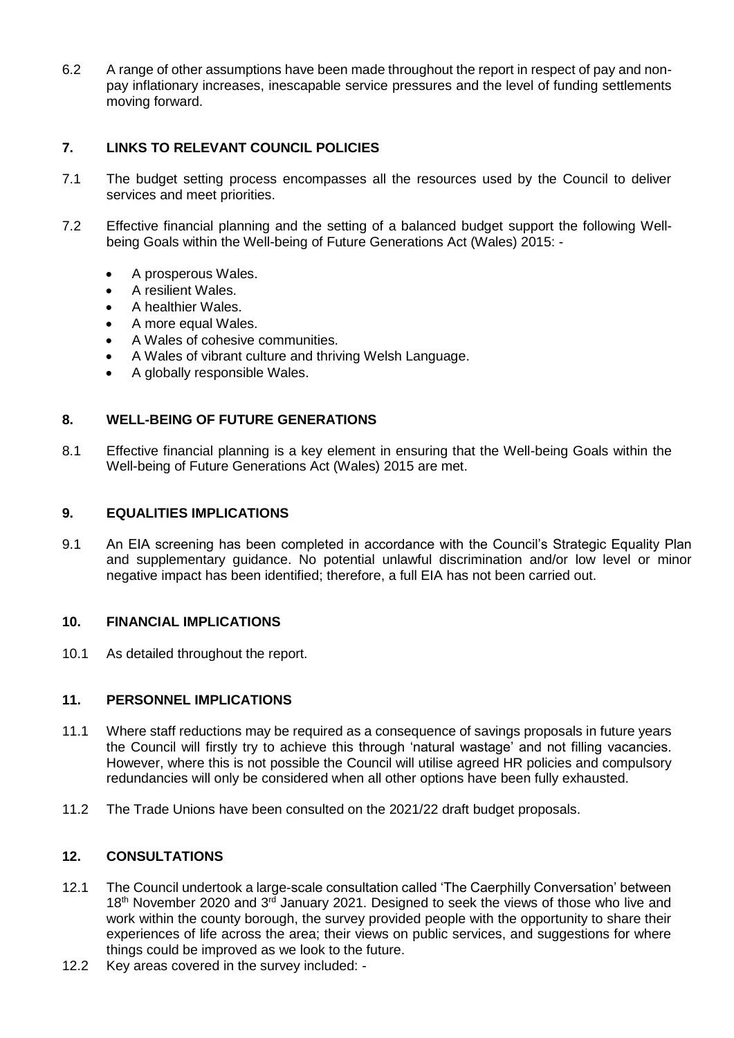6.2 A range of other assumptions have been made throughout the report in respect of pay and non-pay inflationary increases, inescapable service pressures and the level of funding settlements moving forward.

## 7. LINKS TO RELEVANT COUNCIL POLICIES

7.1 The budget setting process encompasses all the resources used by the Council to deliver services and meet priorities.

7.2 Effective financial planning and the setting of a balanced budget support the following Well-being Goals within the Well-being of Future Generations Act (Wales) 2015: -

- A prosperous Wales.
- A resilient Wales.
- A healthier Wales.
- A more equal Wales.
- A Wales of cohesive communities.
- A Wales of vibrant culture and thriving Welsh Language.
- A globally responsible Wales.

## 8. WELL-BEING OF FUTURE GENERATIONS

8.1 Effective financial planning is a key element in ensuring that the Well-being Goals within the Well-being of Future Generations Act (Wales) 2015 are met.

## 9. EQUALITIES IMPLICATIONS

9.1 An EIA screening has been completed in accordance with the Council's Strategic Equality Plan and supplementary guidance. No potential unlawful discrimination and/or low level or minor negative impact has been identified; therefore, a full EIA has not been carried out.

## 10. FINANCIAL IMPLICATIONS

10.1 As detailed throughout the report.

## 11. PERSONNEL IMPLICATIONS

11.1 Where staff reductions may be required as a consequence of savings proposals in future years the Council will firstly try to achieve this through 'natural wastage' and not filling vacancies. However, where this is not possible the Council will utilise agreed HR policies and compulsory redundancies will only be considered when all other options have been fully exhausted.

11.2 The Trade Unions have been consulted on the 2021/22 draft budget proposals.

## 12. CONSULTATIONS

12.1 The Council undertook a large-scale consultation called 'The Caerphilly Conversation' between 18th November 2020 and 3rd January 2021. Designed to seek the views of those who live and work within the county borough, the survey provided people with the opportunity to share their experiences of life across the area; their views on public services, and suggestions for where things could be improved as we look to the future.

12.2 Key areas covered in the survey included: -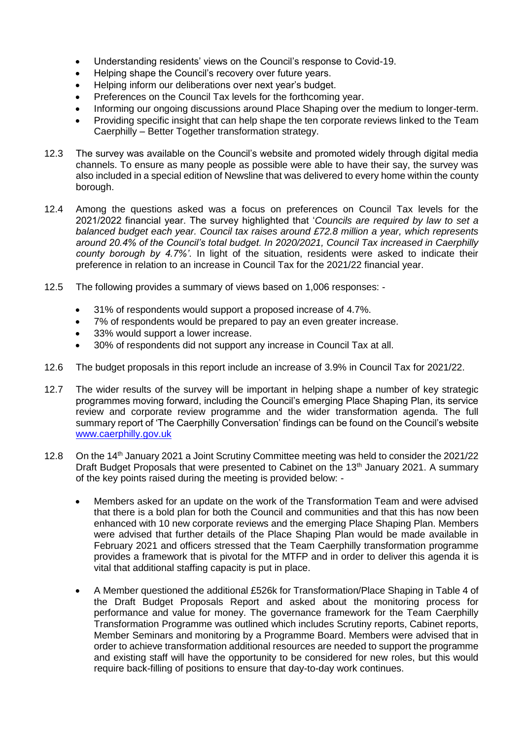- Understanding residents' views on the Council's response to Covid-19.
- Helping shape the Council's recovery over future years.
- Helping inform our deliberations over next year's budget.
- Preferences on the Council Tax levels for the forthcoming year.
- Informing our ongoing discussions around Place Shaping over the medium to longer-term.
- Providing specific insight that can help shape the ten corporate reviews linked to the Team Caerphilly – Better Together transformation strategy.

12.3 The survey was available on the Council's website and promoted widely through digital media channels. To ensure as many people as possible were able to have their say, the survey was also included in a special edition of Newsline that was delivered to every home within the county borough.

12.4 Among the questions asked was a focus on preferences on Council Tax levels for the 2021/2022 financial year. The survey highlighted that '*Councils are required by law to set a balanced budget each year. Council tax raises around £72.8 million a year, which represents around 20.4% of the Council's total budget. In 2020/2021, Council Tax increased in Caerphilly county borough by 4.7%'*. In light of the situation, residents were asked to indicate their preference in relation to an increase in Council Tax for the 2021/22 financial year.

12.5 The following provides a summary of views based on 1,006 responses: -

- 31% of respondents would support a proposed increase of 4.7%.
- 7% of respondents would be prepared to pay an even greater increase.
- 33% would support a lower increase.
- 30% of respondents did not support any increase in Council Tax at all.

12.6 The budget proposals in this report include an increase of 3.9% in Council Tax for 2021/22.

12.7 The wider results of the survey will be important in helping shape a number of key strategic programmes moving forward, including the Council's emerging Place Shaping Plan, its service review and corporate review programme and the wider transformation agenda. The full summary report of 'The Caerphilly Conversation' findings can be found on the Council's website [www.caerphilly.gov.uk](www.caerphilly.gov.uk)

12.8 On the 14th January 2021 a Joint Scrutiny Committee meeting was held to consider the 2021/22 Draft Budget Proposals that were presented to Cabinet on the 13th January 2021. A summary of the key points raised during the meeting is provided below: -

- Members asked for an update on the work of the Transformation Team and were advised that there is a bold plan for both the Council and communities and that this has now been enhanced with 10 new corporate reviews and the emerging Place Shaping Plan. Members were advised that further details of the Place Shaping Plan would be made available in February 2021 and officers stressed that the Team Caerphilly transformation programme provides a framework that is pivotal for the MTFP and in order to deliver this agenda it is vital that additional staffing capacity is put in place.

- A Member questioned the additional £526k for Transformation/Place Shaping in Table 4 of the Draft Budget Proposals Report and asked about the monitoring process for performance and value for money. The governance framework for the Team Caerphilly Transformation Programme was outlined which includes Scrutiny reports, Cabinet reports, Member Seminars and monitoring by a Programme Board. Members were advised that in order to achieve transformation additional resources are needed to support the programme and existing staff will have the opportunity to be considered for new roles, but this would require back-filling of positions to ensure that day-to-day work continues.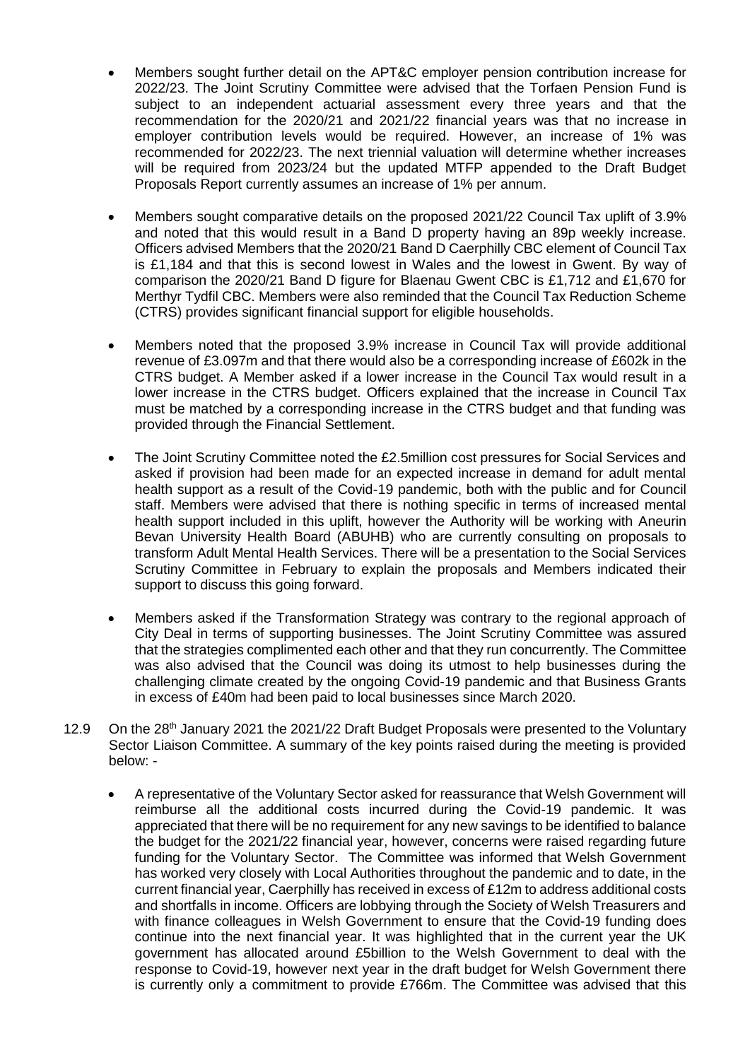- Members sought further detail on the APT&C employer pension contribution increase for 2022/23. The Joint Scrutiny Committee were advised that the Torfaen Pension Fund is subject to an independent actuarial assessment every three years and that the recommendation for the 2020/21 and 2021/22 financial years was that no increase in employer contribution levels would be required. However, an increase of 1% was recommended for 2022/23. The next triennial valuation will determine whether increases will be required from 2023/24 but the updated MTFP appended to the Draft Budget Proposals Report currently assumes an increase of 1% per annum.

- Members sought comparative details on the proposed 2021/22 Council Tax uplift of 3.9% and noted that this would result in a Band D property having an 89p weekly increase. Officers advised Members that the 2020/21 Band D Caerphilly CBC element of Council Tax is £1,184 and that this is second lowest in Wales and the lowest in Gwent. By way of comparison the 2020/21 Band D figure for Blaenau Gwent CBC is £1,712 and £1,670 for Merthyr Tydfil CBC. Members were also reminded that the Council Tax Reduction Scheme (CTRS) provides significant financial support for eligible households.

- Members noted that the proposed 3.9% increase in Council Tax will provide additional revenue of £3.097m and that there would also be a corresponding increase of £602k in the CTRS budget. A Member asked if a lower increase in the Council Tax would result in a lower increase in the CTRS budget. Officers explained that the increase in Council Tax must be matched by a corresponding increase in the CTRS budget and that funding was provided through the Financial Settlement.

- The Joint Scrutiny Committee noted the £2.5million cost pressures for Social Services and asked if provision had been made for an expected increase in demand for adult mental health support as a result of the Covid-19 pandemic, both with the public and for Council staff. Members were advised that there is nothing specific in terms of increased mental health support included in this uplift, however the Authority will be working with Aneurin Bevan University Health Board (ABUHB) who are currently consulting on proposals to transform Adult Mental Health Services. There will be a presentation to the Social Services Scrutiny Committee in February to explain the proposals and Members indicated their support to discuss this going forward.

- Members asked if the Transformation Strategy was contrary to the regional approach of City Deal in terms of supporting businesses. The Joint Scrutiny Committee was assured that the strategies complimented each other and that they run concurrently. The Committee was also advised that the Council was doing its utmost to help businesses during the challenging climate created by the ongoing Covid-19 pandemic and that Business Grants in excess of £40m had been paid to local businesses since March 2020.

12.9 On the 28th January 2021 the 2021/22 Draft Budget Proposals were presented to the Voluntary Sector Liaison Committee. A summary of the key points raised during the meeting is provided below: -

- A representative of the Voluntary Sector asked for reassurance that Welsh Government will reimburse all the additional costs incurred during the Covid-19 pandemic. It was appreciated that there will be no requirement for any new savings to be identified to balance the budget for the 2021/22 financial year, however, concerns were raised regarding future funding for the Voluntary Sector. The Committee was informed that Welsh Government has worked very closely with Local Authorities throughout the pandemic and to date, in the current financial year, Caerphilly has received in excess of £12m to address additional costs and shortfalls in income. Officers are lobbying through the Society of Welsh Treasurers and with finance colleagues in Welsh Government to ensure that the Covid-19 funding does continue into the next financial year. It was highlighted that in the current year the UK government has allocated around £5billion to the Welsh Government to deal with the response to Covid-19, however next year in the draft budget for Welsh Government there is currently only a commitment to provide £766m. The Committee was advised that this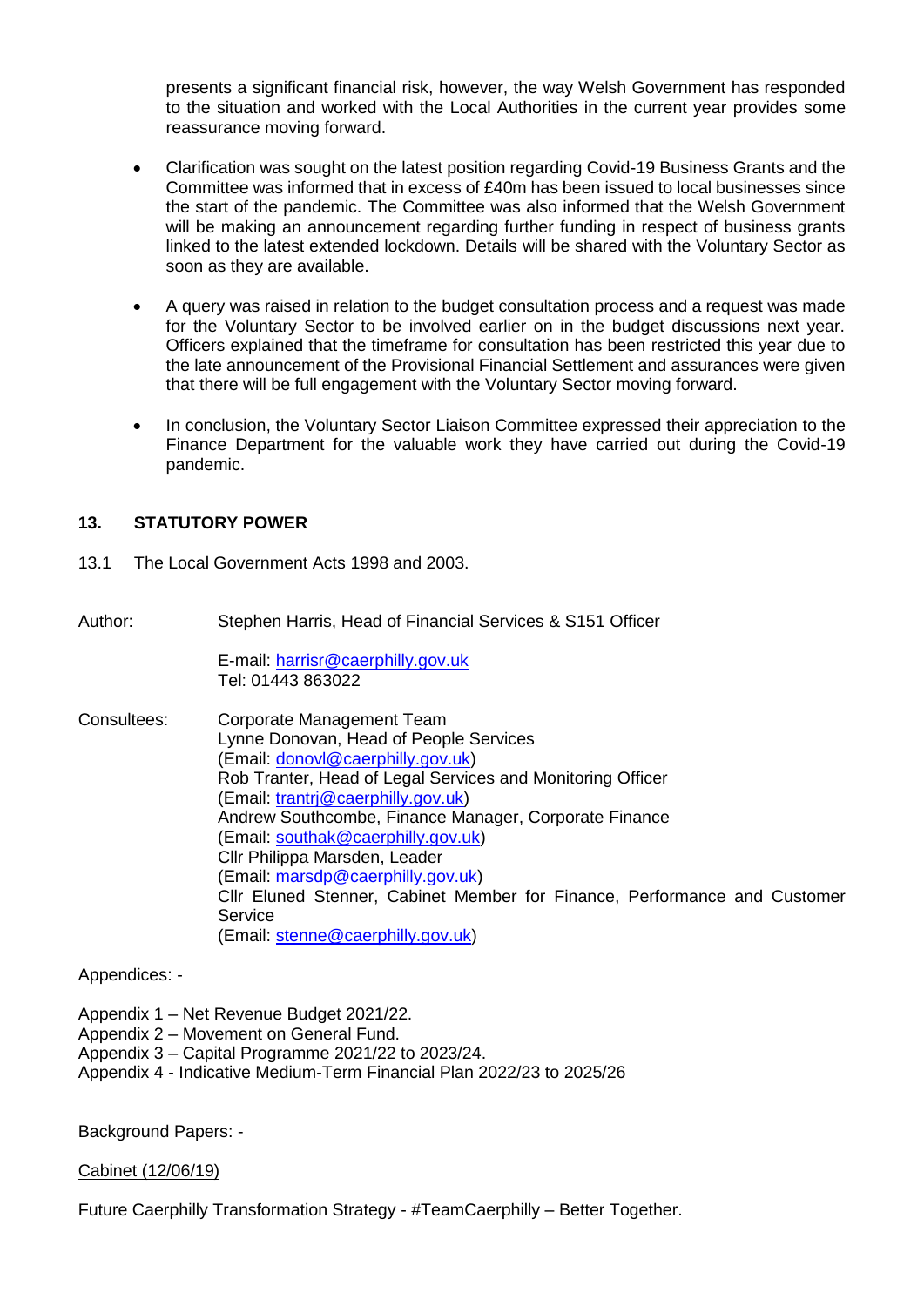presents a significant financial risk, however, the way Welsh Government has responded to the situation and worked with the Local Authorities in the current year provides some reassurance moving forward.

- Clarification was sought on the latest position regarding Covid-19 Business Grants and the Committee was informed that in excess of £40m has been issued to local businesses since the start of the pandemic. The Committee was also informed that the Welsh Government will be making an announcement regarding further funding in respect of business grants linked to the latest extended lockdown. Details will be shared with the Voluntary Sector as soon as they are available.
- A query was raised in relation to the budget consultation process and a request was made for the Voluntary Sector to be involved earlier on in the budget discussions next year. Officers explained that the timeframe for consultation has been restricted this year due to the late announcement of the Provisional Financial Settlement and assurances were given that there will be full engagement with the Voluntary Sector moving forward.
- In conclusion, the Voluntary Sector Liaison Committee expressed their appreciation to the Finance Department for the valuable work they have carried out during the Covid-19 pandemic.

## 13. STATUTORY POWER

13.1 The Local Government Acts 1998 and 2003.

Author: Stephen Harris, Head of Financial Services & S151 Officer

E-mail: harrisr@caerphilly.gov.uk
Tel: 01443 863022

Consultees: Corporate Management Team
Lynne Donovan, Head of People Services
(Email: donovl@caerphilly.gov.uk)
Rob Tranter, Head of Legal Services and Monitoring Officer
(Email: trantrj@caerphilly.gov.uk)
Andrew Southcombe, Finance Manager, Corporate Finance
(Email: southak@caerphilly.gov.uk)
Cllr Philippa Marsden, Leader
(Email: marsdp@caerphilly.gov.uk)
Cllr Eluned Stenner, Cabinet Member for Finance, Performance and Customer Service
(Email: stenne@caerphilly.gov.uk)

Appendices: -

Appendix 1 – Net Revenue Budget 2021/22.
Appendix 2 – Movement on General Fund.
Appendix 3 – Capital Programme 2021/22 to 2023/24.
Appendix 4 - Indicative Medium-Term Financial Plan 2022/23 to 2025/26

Background Papers: -

Cabinet (12/06/19)

Future Caerphilly Transformation Strategy - #TeamCaerphilly – Better Together.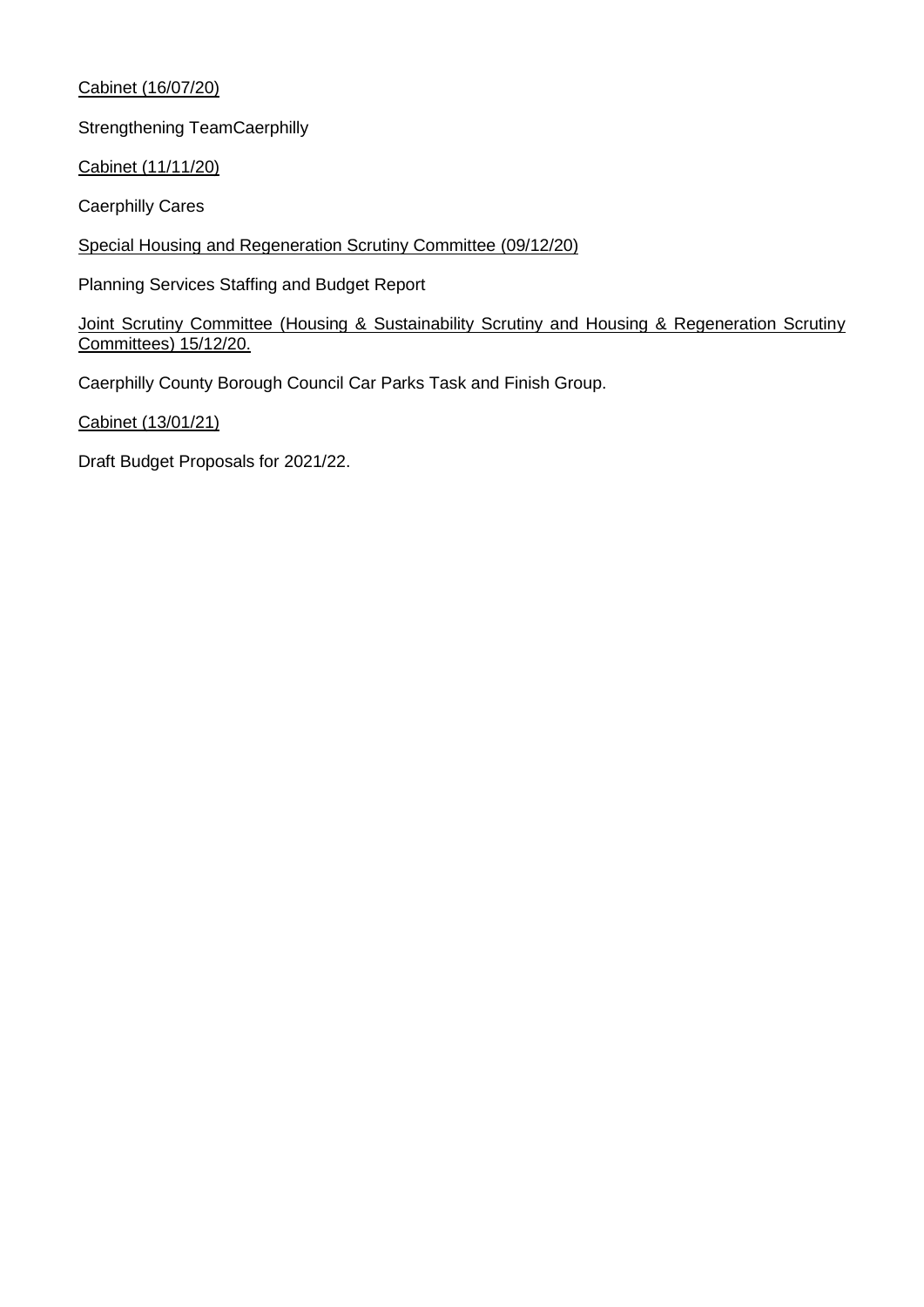<u>Cabinet (16/07/20)</u>

Strengthening TeamCaerphilly

<u>Cabinet (11/11/20)</u>

Caerphilly Cares

<u>Special Housing and Regeneration Scrutiny Committee (09/12/20)</u>

Planning Services Staffing and Budget Report

<u>Joint Scrutiny Committee (Housing & Sustainability Scrutiny and Housing & Regeneration Scrutiny Committees) 15/12/20.</u>

Caerphilly County Borough Council Car Parks Task and Finish Group.

<u>Cabinet (13/01/21)</u>

Draft Budget Proposals for 2021/22.